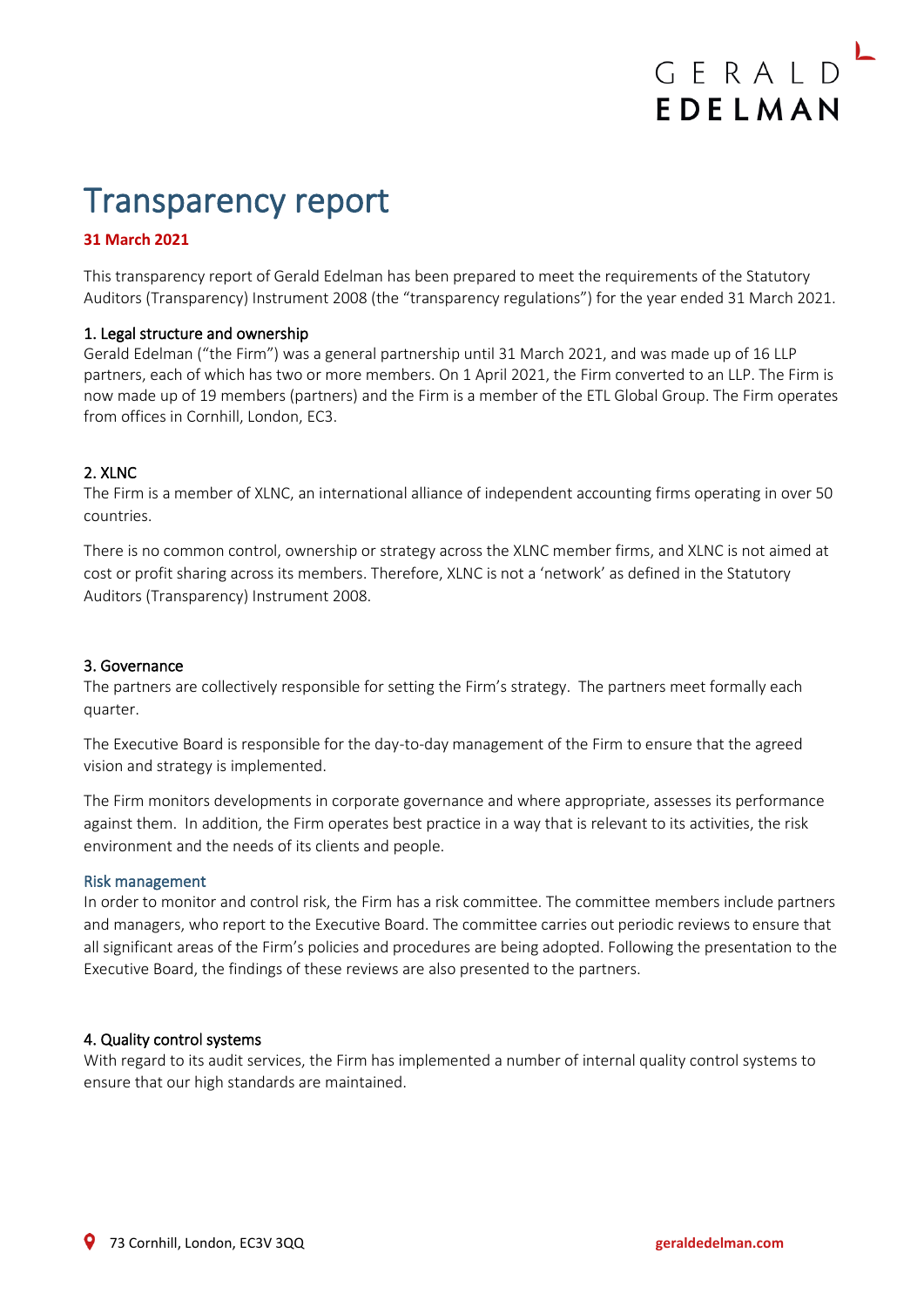# Transparency report

**31 March 2021**

This transparency report of Gerald Edelman has been prepared to meet the requirements of the Statutory Auditors (Transparency) Instrument 2008 (the "transparency regulations") for the year ended 31 March 2021.

## 1. Legal structure and ownership

Gerald Edelman ("the Firm") was a general partnership until 31 March 2021, and was made up of 16 LLP partners, each of which has two or more members. On 1 April 2021, the Firm converted to an LLP. The Firm is now made up of 19 members (partners) and the Firm is a member of the ETL Global Group. The Firm operates from offices in Cornhill, London, EC3.

## 2. XLNC

The Firm is a member of XLNC, an international alliance of independent accounting firms operating in over 50 countries.

There is no common control, ownership or strategy across the XLNC member firms, and XLNC is not aimed at cost or profit sharing across its members. Therefore, XLNC is not a 'network' as defined in the Statutory Auditors (Transparency) Instrument 2008.

## 3. Governance

The partners are collectively responsible for setting the Firm's strategy. The partners meet formally each quarter.

The Executive Board is responsible for the day-to-day management of the Firm to ensure that the agreed vision and strategy is implemented.

The Firm monitors developments in corporate governance and where appropriate, assesses its performance against them. In addition, the Firm operates best practice in a way that is relevant to its activities, the risk environment and the needs of its clients and people.

### Risk management

In order to monitor and control risk, the Firm has a risk committee. The committee members include partners and managers, who report to the Executive Board. The committee carries out periodic reviews to ensure that all significant areas of the Firm's policies and procedures are being adopted. Following the presentation to the Executive Board, the findings of these reviews are also presented to the partners.

## 4. Quality control systems

With regard to its audit services, the Firm has implemented a number of internal quality control systems to ensure that our high standards are maintained.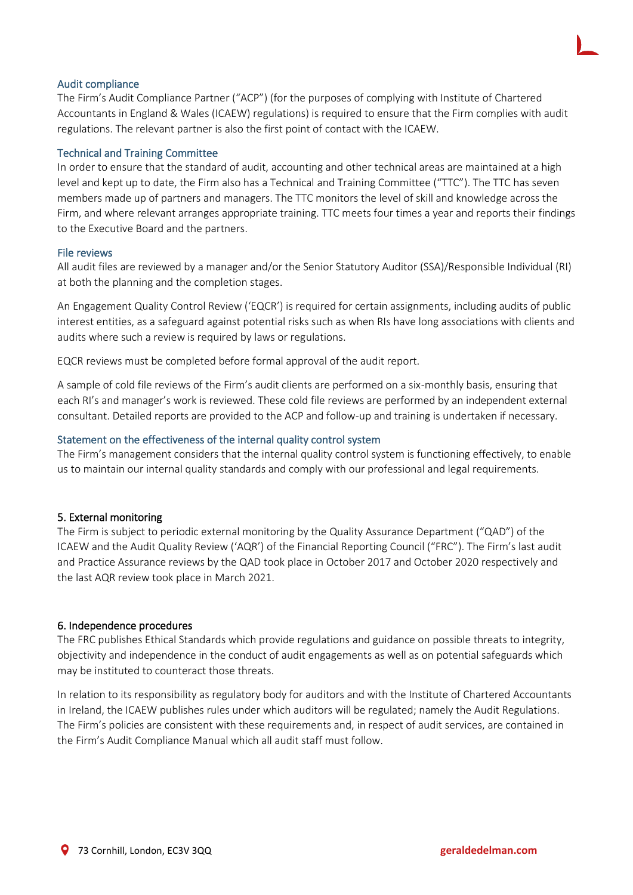### Audit compliance

The Firm's Audit Compliance Partner ("ACP") (for the purposes of complying with Institute of Chartered Accountants in England & Wales (ICAEW) regulations) is required to ensure that the Firm complies with audit regulations. The relevant partner is also the first point of contact with the ICAEW.

### Technical and Training Committee

In order to ensure that the standard of audit, accounting and other technical areas are maintained at a high level and kept up to date, the Firm also has a Technical and Training Committee ("TTC"). The TTC has seven members made up of partners and managers. The TTC monitors the level of skill and knowledge across the Firm, and where relevant arranges appropriate training. TTC meets four times a year and reports their findings to the Executive Board and the partners.

### File reviews

All audit files are reviewed by a manager and/or the Senior Statutory Auditor (SSA)/Responsible Individual (RI) at both the planning and the completion stages.

An Engagement Quality Control Review ('EQCR') is required for certain assignments, including audits of public interest entities, as a safeguard against potential risks such as when RIs have long associations with clients and audits where such a review is required by laws or regulations.

EQCR reviews must be completed before formal approval of the audit report.

A sample of cold file reviews of the Firm's audit clients are performed on a six-monthly basis, ensuring that each RI's and manager's work is reviewed. These cold file reviews are performed by an independent external consultant. Detailed reports are provided to the ACP and follow-up and training is undertaken if necessary.

### Statement on the effectiveness of the internal quality control system

The Firm's management considers that the internal quality control system is functioning effectively, to enable us to maintain our internal quality standards and comply with our professional and legal requirements.

## 5. External monitoring

The Firm is subject to periodic external monitoring by the Quality Assurance Department ("QAD") of the ICAEW and the Audit Quality Review ('AQR') of the Financial Reporting Council ("FRC"). The Firm's last audit and Practice Assurance reviews by the QAD took place in October 2017 and October 2020 respectively and the last AQR review took place in March 2021.

## 6. Independence procedures

The FRC publishes Ethical Standards which provide regulations and guidance on possible threats to integrity, objectivity and independence in the conduct of audit engagements as well as on potential safeguards which may be instituted to counteract those threats.

In relation to its responsibility as regulatory body for auditors and with the Institute of Chartered Accountants in Ireland, the ICAEW publishes rules under which auditors will be regulated; namely the Audit Regulations. The Firm's policies are consistent with these requirements and, in respect of audit services, are contained in the Firm's Audit Compliance Manual which all audit staff must follow.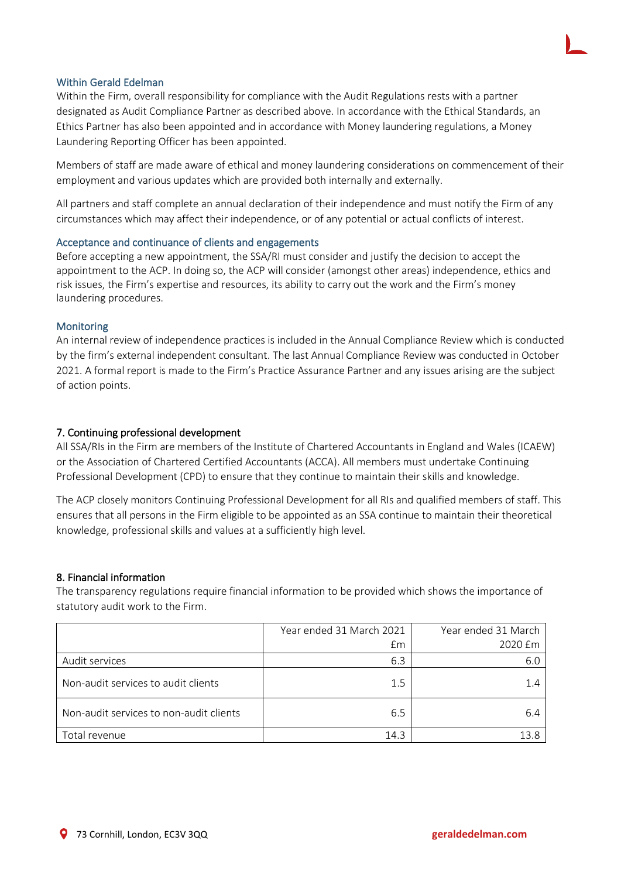### Within Gerald Edelman

Within the Firm, overall responsibility for compliance with the Audit Regulations rests with a partner designated as Audit Compliance Partner as described above. In accordance with the Ethical Standards, an Ethics Partner has also been appointed and in accordance with Money laundering regulations, a Money Laundering Reporting Officer has been appointed.

Members of staff are made aware of ethical and money laundering considerations on commencement of their employment and various updates which are provided both internally and externally.

All partners and staff complete an annual declaration of their independence and must notify the Firm of any circumstances which may affect their independence, or of any potential or actual conflicts of interest.

### Acceptance and continuance of clients and engagements

Before accepting a new appointment, the SSA/RI must consider and justify the decision to accept the appointment to the ACP. In doing so, the ACP will consider (amongst other areas) independence, ethics and risk issues, the Firm's expertise and resources, its ability to carry out the work and the Firm's money laundering procedures.

### Monitoring

An internal review of independence practices is included in the Annual Compliance Review which is conducted by the firm's external independent consultant. The last Annual Compliance Review was conducted in October 2021. A formal report is made to the Firm's Practice Assurance Partner and any issues arising are the subject of action points.

## 7. Continuing professional development

All SSA/RIs in the Firm are members of the Institute of Chartered Accountants in England and Wales (ICAEW) or the Association of Chartered Certified Accountants (ACCA). All members must undertake Continuing Professional Development (CPD) to ensure that they continue to maintain their skills and knowledge.

The ACP closely monitors Continuing Professional Development for all RIs and qualified members of staff. This ensures that all persons in the Firm eligible to be appointed as an SSA continue to maintain their theoretical knowledge, professional skills and values at a sufficiently high level.

## 8. Financial information

The transparency regulations require financial information to be provided which shows the importance of statutory audit work to the Firm.

| | Year ended 31 March 2021 £m | Year ended 31 March 2020 £m |
|---|---|---|
| Audit services | 6.3 | 6.0 |
| Non-audit services to audit clients | 1.5 | 1.4 |
| Non-audit services to non-audit clients | 6.5 | 6.4 |
| Total revenue | 14.3 | 13.8 |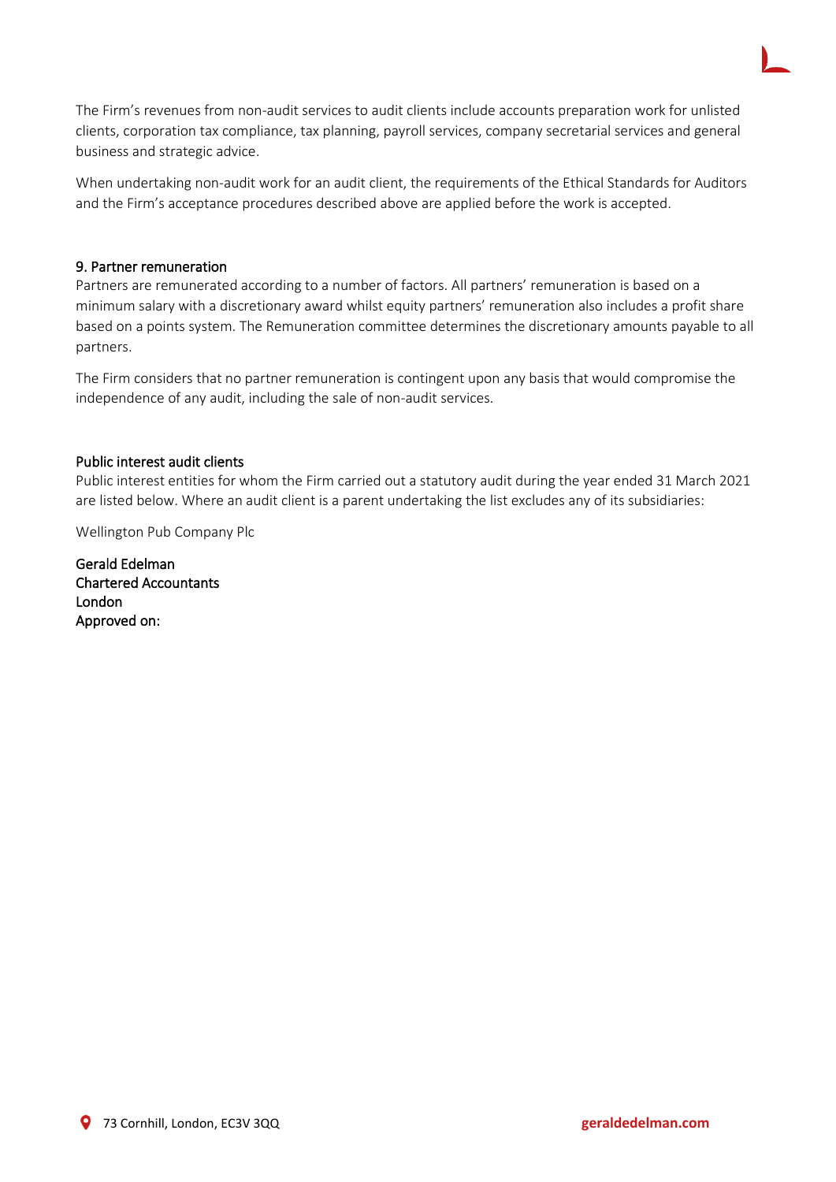The Firm's revenues from non-audit services to audit clients include accounts preparation work for unlisted clients, corporation tax compliance, tax planning, payroll services, company secretarial services and general business and strategic advice.

When undertaking non-audit work for an audit client, the requirements of the Ethical Standards for Auditors and the Firm's acceptance procedures described above are applied before the work is accepted.

## 9. Partner remuneration

Partners are remunerated according to a number of factors. All partners' remuneration is based on a minimum salary with a discretionary award whilst equity partners' remuneration also includes a profit share based on a points system. The Remuneration committee determines the discretionary amounts payable to all partners.

The Firm considers that no partner remuneration is contingent upon any basis that would compromise the independence of any audit, including the sale of non-audit services.

## Public interest audit clients

Public interest entities for whom the Firm carried out a statutory audit during the year ended 31 March 2021 are listed below. Where an audit client is a parent undertaking the list excludes any of its subsidiaries:

Wellington Pub Company Plc

Gerald Edelman
Chartered Accountants
London
Approved on: